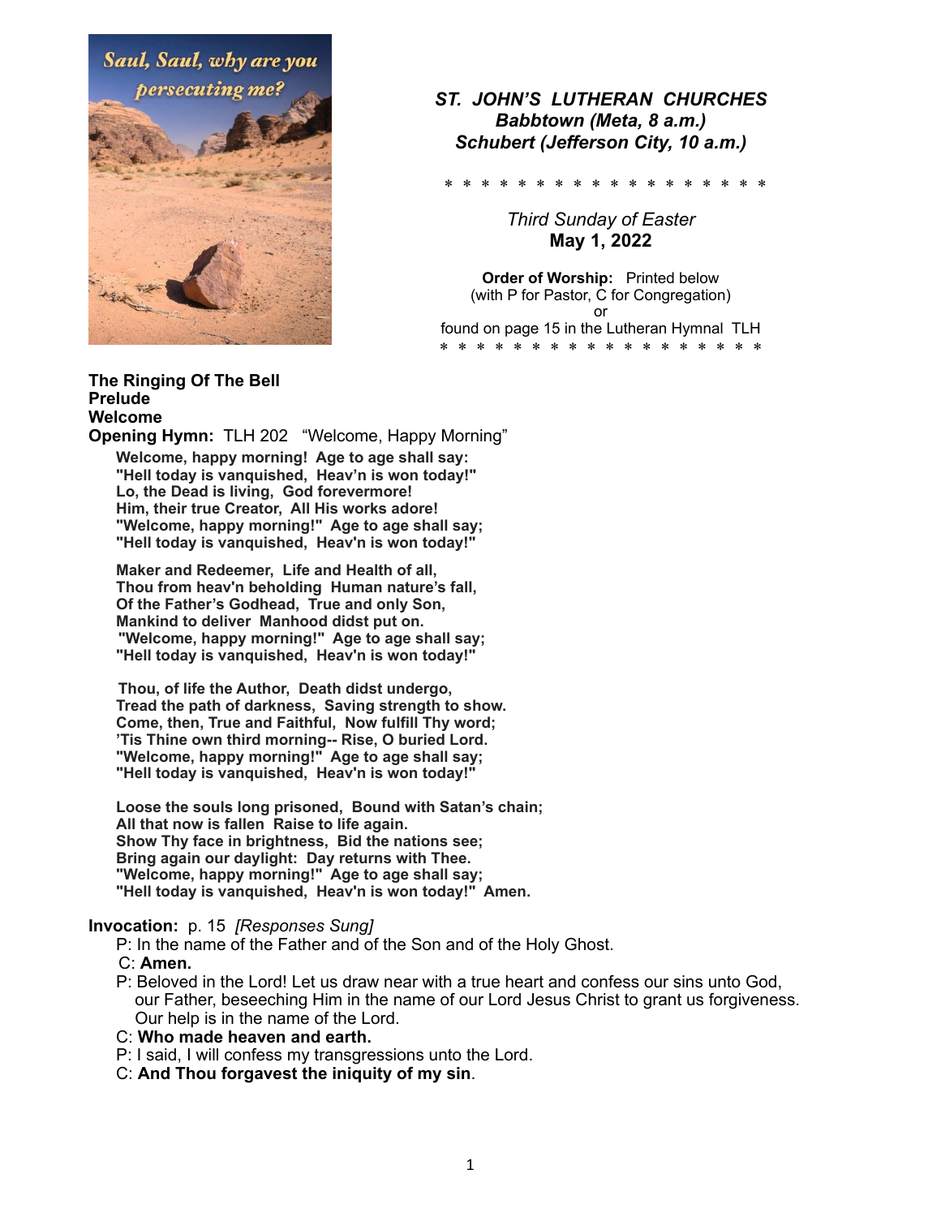Saul, Saul, why are you persecuting me?

***ST. JOHN'S LUTHERAN CHURCHES***
***Babbtown (Meta, 8 a.m.)***
***Schubert (Jefferson City, 10 a.m.)***

\* \* \* \* \* \* \* \* \* \* \* \* \* \* \* \* \* \* \*

*Third Sunday of Easter*
**May 1, 2022**

**Order of Worship:** Printed below
(with P for Pastor, C for Congregation)
or
found on page 15 in the Lutheran Hymnal TLH

\* \* \* \* \* \* \* \* \* \* \* \* \* \* \* \* \* \* \*

**The Ringing Of The Bell**
**Prelude**
**Welcome**
**Opening Hymn:** TLH 202 "Welcome, Happy Morning"

**Welcome, happy morning! Age to age shall say:**
**"Hell today is vanquished, Heav'n is won today!"**
**Lo, the Dead is living, God forevermore!**
**Him, their true Creator, All His works adore!**
**"Welcome, happy morning!" Age to age shall say;**
**"Hell today is vanquished, Heav'n is won today!"**

**Maker and Redeemer, Life and Health of all,**
**Thou from heav'n beholding Human nature's fall,**
**Of the Father's Godhead, True and only Son,**
**Mankind to deliver Manhood didst put on.**
**"Welcome, happy morning!" Age to age shall say;**
**"Hell today is vanquished, Heav'n is won today!"**

**Thou, of life the Author, Death didst undergo,**
**Tread the path of darkness, Saving strength to show.**
**Come, then, True and Faithful, Now fulfill Thy word;**
**'Tis Thine own third morning-- Rise, O buried Lord.**
**"Welcome, happy morning!" Age to age shall say;**
**"Hell today is vanquished, Heav'n is won today!"**

**Loose the souls long prisoned, Bound with Satan's chain;**
**All that now is fallen Raise to life again.**
**Show Thy face in brightness, Bid the nations see;**
**Bring again our daylight: Day returns with Thee.**
**"Welcome, happy morning!" Age to age shall say;**
**"Hell today is vanquished, Heav'n is won today!" Amen.**

**Invocation:** p. 15 *[Responses Sung]*

P: In the name of the Father and of the Son and of the Holy Ghost.
C: **Amen.**
P: Beloved in the Lord! Let us draw near with a true heart and confess our sins unto God, our Father, beseeching Him in the name of our Lord Jesus Christ to grant us forgiveness. Our help is in the name of the Lord.
C: **Who made heaven and earth.**
P: I said, I will confess my transgressions unto the Lord.
C: **And Thou forgavest the iniquity of my sin**.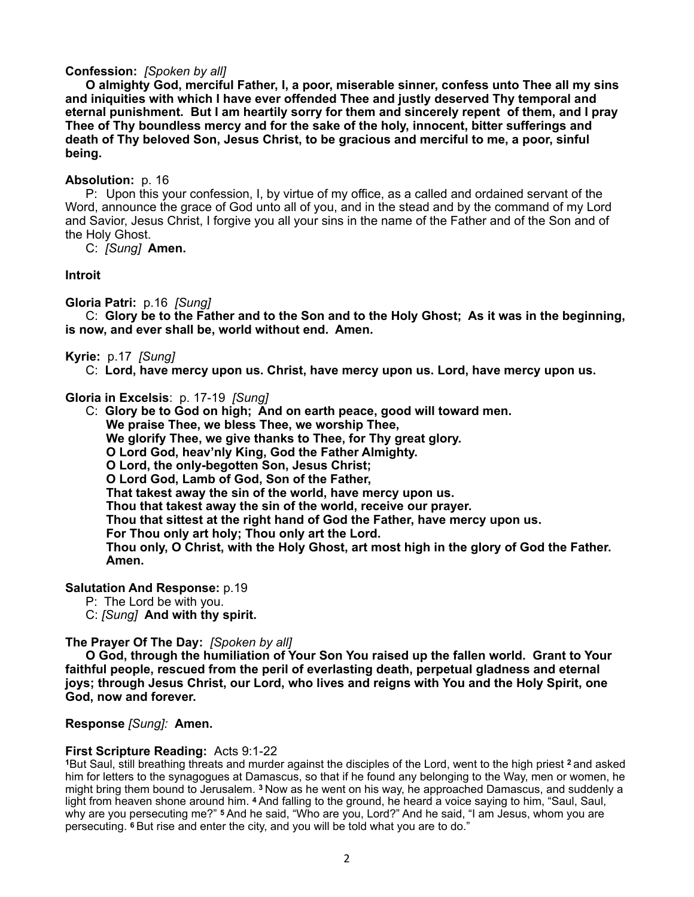**Confession:** *[Spoken by all]*

**O almighty God, merciful Father, I, a poor, miserable sinner, confess unto Thee all my sins and iniquities with which I have ever offended Thee and justly deserved Thy temporal and eternal punishment. But I am heartily sorry for them and sincerely repent of them, and I pray Thee of Thy boundless mercy and for the sake of the holy, innocent, bitter sufferings and death of Thy beloved Son, Jesus Christ, to be gracious and merciful to me, a poor, sinful being.**

**Absolution:** p. 16

P: Upon this your confession, I, by virtue of my office, as a called and ordained servant of the Word, announce the grace of God unto all of you, and in the stead and by the command of my Lord and Savior, Jesus Christ, I forgive you all your sins in the name of the Father and of the Son and of the Holy Ghost.

C: *[Sung]* **Amen.**

**Introit**

**Gloria Patri:** p.16 *[Sung]*

C: **Glory be to the Father and to the Son and to the Holy Ghost; As it was in the beginning, is now, and ever shall be, world without end. Amen.**

**Kyrie:** p.17 *[Sung]*

C: **Lord, have mercy upon us. Christ, have mercy upon us. Lord, have mercy upon us.**

**Gloria in Excelsis**: p. 17-19 *[Sung]*

C: **Glory be to God on high; And on earth peace, good will toward men.**
**We praise Thee, we bless Thee, we worship Thee,**
**We glorify Thee, we give thanks to Thee, for Thy great glory.**
**O Lord God, heav'nly King, God the Father Almighty.**
**O Lord, the only-begotten Son, Jesus Christ;**
**O Lord God, Lamb of God, Son of the Father,**
**That takest away the sin of the world, have mercy upon us.**
**Thou that takest away the sin of the world, receive our prayer.**
**Thou that sittest at the right hand of God the Father, have mercy upon us.**
**For Thou only art holy; Thou only art the Lord.**
**Thou only, O Christ, with the Holy Ghost, art most high in the glory of God the Father. Amen.**

**Salutation And Response:** p.19

P: The Lord be with you.

C: *[Sung]* **And with thy spirit.**

**The Prayer Of The Day:** *[Spoken by all]*

**O God, through the humiliation of Your Son You raised up the fallen world. Grant to Your faithful people, rescued from the peril of everlasting death, perpetual gladness and eternal joys; through Jesus Christ, our Lord, who lives and reigns with You and the Holy Spirit, one God, now and forever.**

**Response** *[Sung]:* **Amen.**

**First Scripture Reading:** Acts 9:1-22

[1]But Saul, still breathing threats and murder against the disciples of the Lord, went to the high priest [2] and asked him for letters to the synagogues at Damascus, so that if he found any belonging to the Way, men or women, he might bring them bound to Jerusalem. [3] Now as he went on his way, he approached Damascus, and suddenly a light from heaven shone around him. [4] And falling to the ground, he heard a voice saying to him, "Saul, Saul, why are you persecuting me?" [5] And he said, "Who are you, Lord?" And he said, "I am Jesus, whom you are persecuting. [6] But rise and enter the city, and you will be told what you are to do."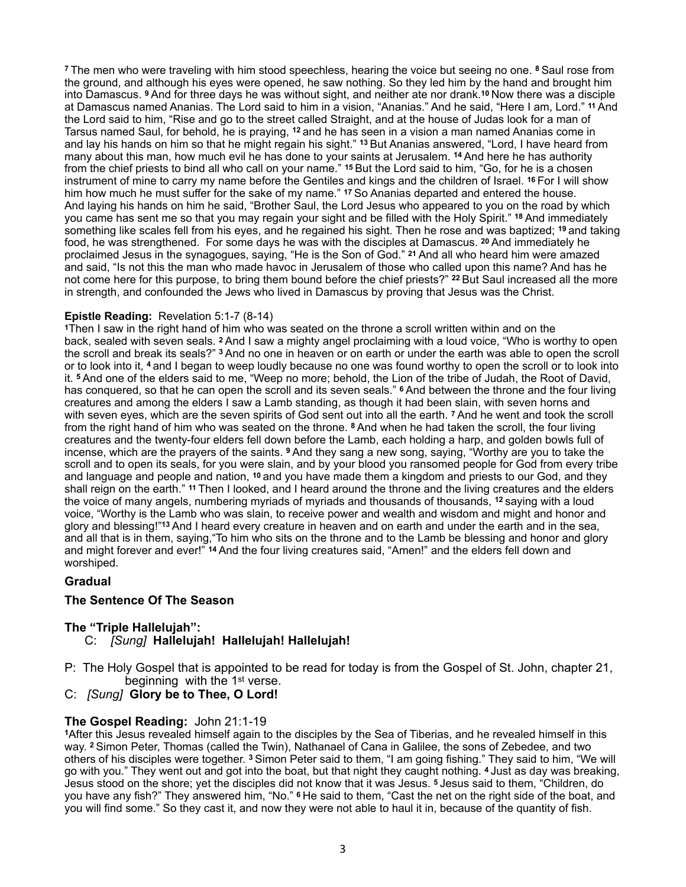[7] The men who were traveling with him stood speechless, hearing the voice but seeing no one. [8] Saul rose from the ground, and although his eyes were opened, he saw nothing. So they led him by the hand and brought him into Damascus. [9] And for three days he was without sight, and neither ate nor drank.[10] Now there was a disciple at Damascus named Ananias. The Lord said to him in a vision, "Ananias." And he said, "Here I am, Lord." [11] And the Lord said to him, "Rise and go to the street called Straight, and at the house of Judas look for a man of Tarsus named Saul, for behold, he is praying, [12] and he has seen in a vision a man named Ananias come in and lay his hands on him so that he might regain his sight." [13] But Ananias answered, "Lord, I have heard from many about this man, how much evil he has done to your saints at Jerusalem. [14] And here he has authority from the chief priests to bind all who call on your name." [15] But the Lord said to him, "Go, for he is a chosen instrument of mine to carry my name before the Gentiles and kings and the children of Israel. [16] For I will show him how much he must suffer for the sake of my name." [17] So Ananias departed and entered the house. And laying his hands on him he said, "Brother Saul, the Lord Jesus who appeared to you on the road by which you came has sent me so that you may regain your sight and be filled with the Holy Spirit." [18] And immediately something like scales fell from his eyes, and he regained his sight. Then he rose and was baptized; [19] and taking food, he was strengthened. For some days he was with the disciples at Damascus. [20] And immediately he proclaimed Jesus in the synagogues, saying, "He is the Son of God." [21] And all who heard him were amazed and said, "Is not this the man who made havoc in Jerusalem of those who called upon this name? And has he not come here for this purpose, to bring them bound before the chief priests?" [22] But Saul increased all the more in strength, and confounded the Jews who lived in Damascus by proving that Jesus was the Christ.

**Epistle Reading:** Revelation 5:1-7 (8-14)

[1]Then I saw in the right hand of him who was seated on the throne a scroll written within and on the back, sealed with seven seals. [2] And I saw a mighty angel proclaiming with a loud voice, "Who is worthy to open the scroll and break its seals?" [3] And no one in heaven or on earth or under the earth was able to open the scroll or to look into it, [4] and I began to weep loudly because no one was found worthy to open the scroll or to look into it. [5] And one of the elders said to me, "Weep no more; behold, the Lion of the tribe of Judah, the Root of David, has conquered, so that he can open the scroll and its seven seals." [6] And between the throne and the four living creatures and among the elders I saw a Lamb standing, as though it had been slain, with seven horns and with seven eyes, which are the seven spirits of God sent out into all the earth. [7] And he went and took the scroll from the right hand of him who was seated on the throne. [8] And when he had taken the scroll, the four living creatures and the twenty-four elders fell down before the Lamb, each holding a harp, and golden bowls full of incense, which are the prayers of the saints. [9] And they sang a new song, saying, "Worthy are you to take the scroll and to open its seals, for you were slain, and by your blood you ransomed people for God from every tribe and language and people and nation, [10] and you have made them a kingdom and priests to our God, and they shall reign on the earth." [11] Then I looked, and I heard around the throne and the living creatures and the elders the voice of many angels, numbering myriads of myriads and thousands of thousands, [12] saying with a loud voice, "Worthy is the Lamb who was slain, to receive power and wealth and wisdom and might and honor and glory and blessing!"[13] And I heard every creature in heaven and on earth and under the earth and in the sea, and all that is in them, saying,"To him who sits on the throne and to the Lamb be blessing and honor and glory and might forever and ever!" [14] And the four living creatures said, "Amen!" and the elders fell down and worshiped.

### Gradual

### The Sentence Of The Season

### The "Triple Hallelujah":

C: *[Sung]* **Hallelujah! Hallelujah! Hallelujah!**

P: The Holy Gospel that is appointed to be read for today is from the Gospel of St. John, chapter 21, beginning with the 1st verse.

C: *[Sung]* **Glory be to Thee, O Lord!**

**The Gospel Reading:** John 21:1-19

[1]After this Jesus revealed himself again to the disciples by the Sea of Tiberias, and he revealed himself in this way. [2] Simon Peter, Thomas (called the Twin), Nathanael of Cana in Galilee, the sons of Zebedee, and two others of his disciples were together. [3] Simon Peter said to them, "I am going fishing." They said to him, "We will go with you." They went out and got into the boat, but that night they caught nothing. [4] Just as day was breaking, Jesus stood on the shore; yet the disciples did not know that it was Jesus. [5] Jesus said to them, "Children, do you have any fish?" They answered him, "No." [6] He said to them, "Cast the net on the right side of the boat, and you will find some." So they cast it, and now they were not able to haul it in, because of the quantity of fish.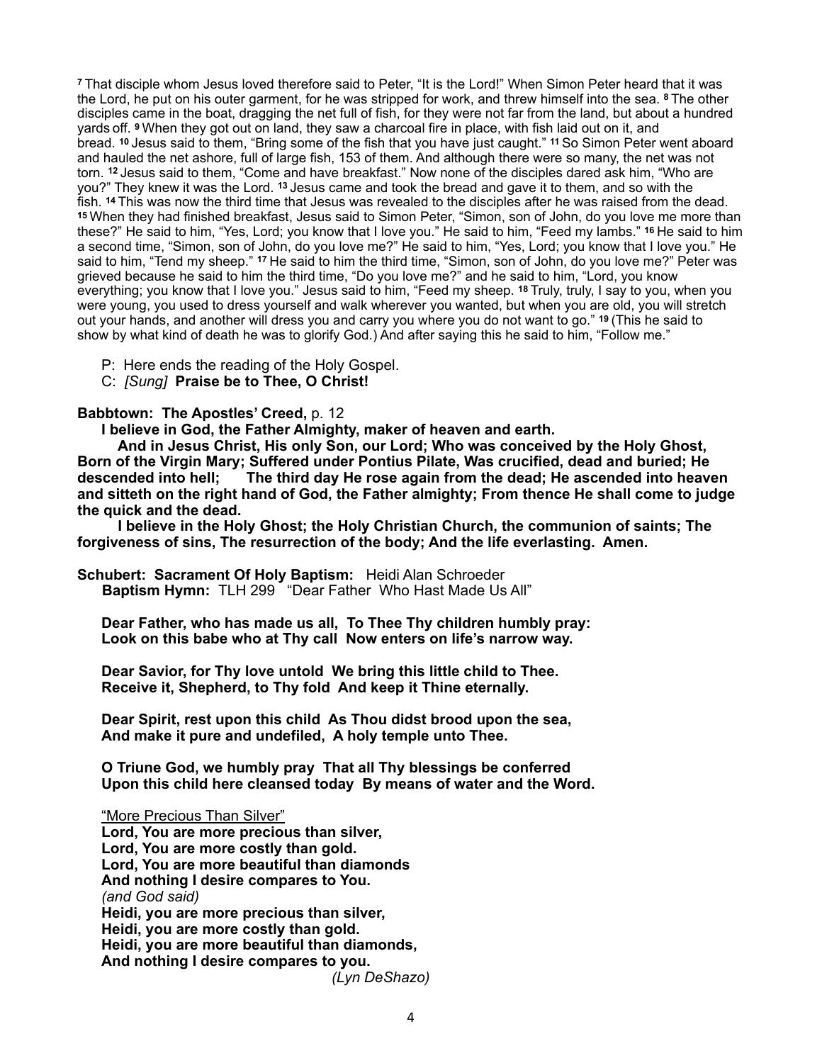[7] That disciple whom Jesus loved therefore said to Peter, "It is the Lord!" When Simon Peter heard that it was the Lord, he put on his outer garment, for he was stripped for work, and threw himself into the sea. [8] The other disciples came in the boat, dragging the net full of fish, for they were not far from the land, but about a hundred yards off. [9] When they got out on land, they saw a charcoal fire in place, with fish laid out on it, and bread. [10] Jesus said to them, "Bring some of the fish that you have just caught." [11] So Simon Peter went aboard and hauled the net ashore, full of large fish, 153 of them. And although there were so many, the net was not torn. [12] Jesus said to them, "Come and have breakfast." Now none of the disciples dared ask him, "Who are you?" They knew it was the Lord. [13] Jesus came and took the bread and gave it to them, and so with the fish. [14] This was now the third time that Jesus was revealed to the disciples after he was raised from the dead. [15] When they had finished breakfast, Jesus said to Simon Peter, "Simon, son of John, do you love me more than these?" He said to him, "Yes, Lord; you know that I love you." He said to him, "Feed my lambs." [16] He said to him a second time, "Simon, son of John, do you love me?" He said to him, "Yes, Lord; you know that I love you." He said to him, "Tend my sheep." [17] He said to him the third time, "Simon, son of John, do you love me?" Peter was grieved because he said to him the third time, "Do you love me?" and he said to him, "Lord, you know everything; you know that I love you." Jesus said to him, "Feed my sheep. [18] Truly, truly, I say to you, when you were young, you used to dress yourself and walk wherever you wanted, but when you are old, you will stretch out your hands, and another will dress you and carry you where you do not want to go." [19] (This he said to show by what kind of death he was to glorify God.) And after saying this he said to him, "Follow me."

P: Here ends the reading of the Holy Gospel.
C: *[Sung]* **Praise be to Thee, O Christ!**

**Babbtown: The Apostles' Creed,** p. 12

**I believe in God, the Father Almighty, maker of heaven and earth.**

**And in Jesus Christ, His only Son, our Lord; Who was conceived by the Holy Ghost, Born of the Virgin Mary; Suffered under Pontius Pilate, Was crucified, dead and buried; He descended into hell; The third day He rose again from the dead; He ascended into heaven and sitteth on the right hand of God, the Father almighty; From thence He shall come to judge the quick and the dead.**

**I believe in the Holy Ghost; the Holy Christian Church, the communion of saints; The forgiveness of sins, The resurrection of the body; And the life everlasting. Amen.**

**Schubert: Sacrament Of Holy Baptism:** Heidi Alan Schroeder
**Baptism Hymn:** TLH 299 "Dear Father Who Hast Made Us All"

**Dear Father, who has made us all, To Thee Thy children humbly pray:**
**Look on this babe who at Thy call Now enters on life's narrow way.**

**Dear Savior, for Thy love untold We bring this little child to Thee.**
**Receive it, Shepherd, to Thy fold And keep it Thine eternally.**

**Dear Spirit, rest upon this child As Thou didst brood upon the sea,**
**And make it pure and undefiled, A holy temple unto Thee.**

**O Triune God, we humbly pray That all Thy blessings be conferred**
**Upon this child here cleansed today By means of water and the Word.**

"More Precious Than Silver"
**Lord, You are more precious than silver,**
**Lord, You are more costly than gold.**
**Lord, You are more beautiful than diamonds**
**And nothing I desire compares to You.**
*(and God said)*
**Heidi, you are more precious than silver,**
**Heidi, you are more costly than gold.**
**Heidi, you are more beautiful than diamonds,**
**And nothing I desire compares to you.**
*(Lyn DeShazo)*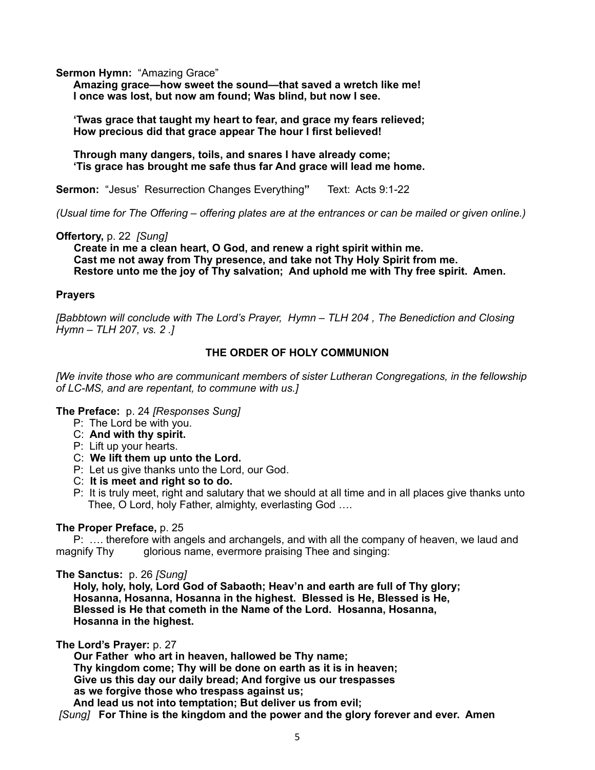**Sermon Hymn:** "Amazing Grace"

**Amazing grace—how sweet the sound—that saved a wretch like me!**
**I once was lost, but now am found; Was blind, but now I see.**

**'Twas grace that taught my heart to fear, and grace my fears relieved;**
**How precious did that grace appear The hour I first believed!**

**Through many dangers, toils, and snares I have already come;**
**'Tis grace has brought me safe thus far And grace will lead me home.**

**Sermon:** "Jesus' Resurrection Changes Everything**"** Text: Acts 9:1-22

*(Usual time for The Offering – offering plates are at the entrances or can be mailed or given online.)*

**Offertory,** p. 22 *[Sung]*

**Create in me a clean heart, O God, and renew a right spirit within me.**
**Cast me not away from Thy presence, and take not Thy Holy Spirit from me.**
**Restore unto me the joy of Thy salvation; And uphold me with Thy free spirit. Amen.**

**Prayers**

*[Babbtown will conclude with The Lord's Prayer, Hymn – TLH 204 , The Benediction and Closing Hymn – TLH 207, vs. 2 .]*

## THE ORDER OF HOLY COMMUNION

*[We invite those who are communicant members of sister Lutheran Congregations, in the fellowship of LC-MS, and are repentant, to commune with us.]*

**The Preface:** p. 24 *[Responses Sung]*

P: The Lord be with you.
C: **And with thy spirit.**
P: Lift up your hearts.
C: **We lift them up unto the Lord.**
P: Let us give thanks unto the Lord, our God.
C: **It is meet and right so to do.**
P: It is truly meet, right and salutary that we should at all time and in all places give thanks unto Thee, O Lord, holy Father, almighty, everlasting God ….

**The Proper Preface,** p. 25

P: …. therefore with angels and archangels, and with all the company of heaven, we laud and magnify Thy glorious name, evermore praising Thee and singing:

**The Sanctus:** p. 26 *[Sung]*

**Holy, holy, holy, Lord God of Sabaoth; Heav'n and earth are full of Thy glory;**
**Hosanna, Hosanna, Hosanna in the highest. Blessed is He, Blessed is He,**
**Blessed is He that cometh in the Name of the Lord. Hosanna, Hosanna,**
**Hosanna in the highest.**

**The Lord's Prayer:** p. 27

**Our Father who art in heaven, hallowed be Thy name;**
**Thy kingdom come; Thy will be done on earth as it is in heaven;**
**Give us this day our daily bread; And forgive us our trespasses**
**as we forgive those who trespass against us;**
**And lead us not into temptation; But deliver us from evil;**
*[Sung]* **For Thine is the kingdom and the power and the glory forever and ever. Amen**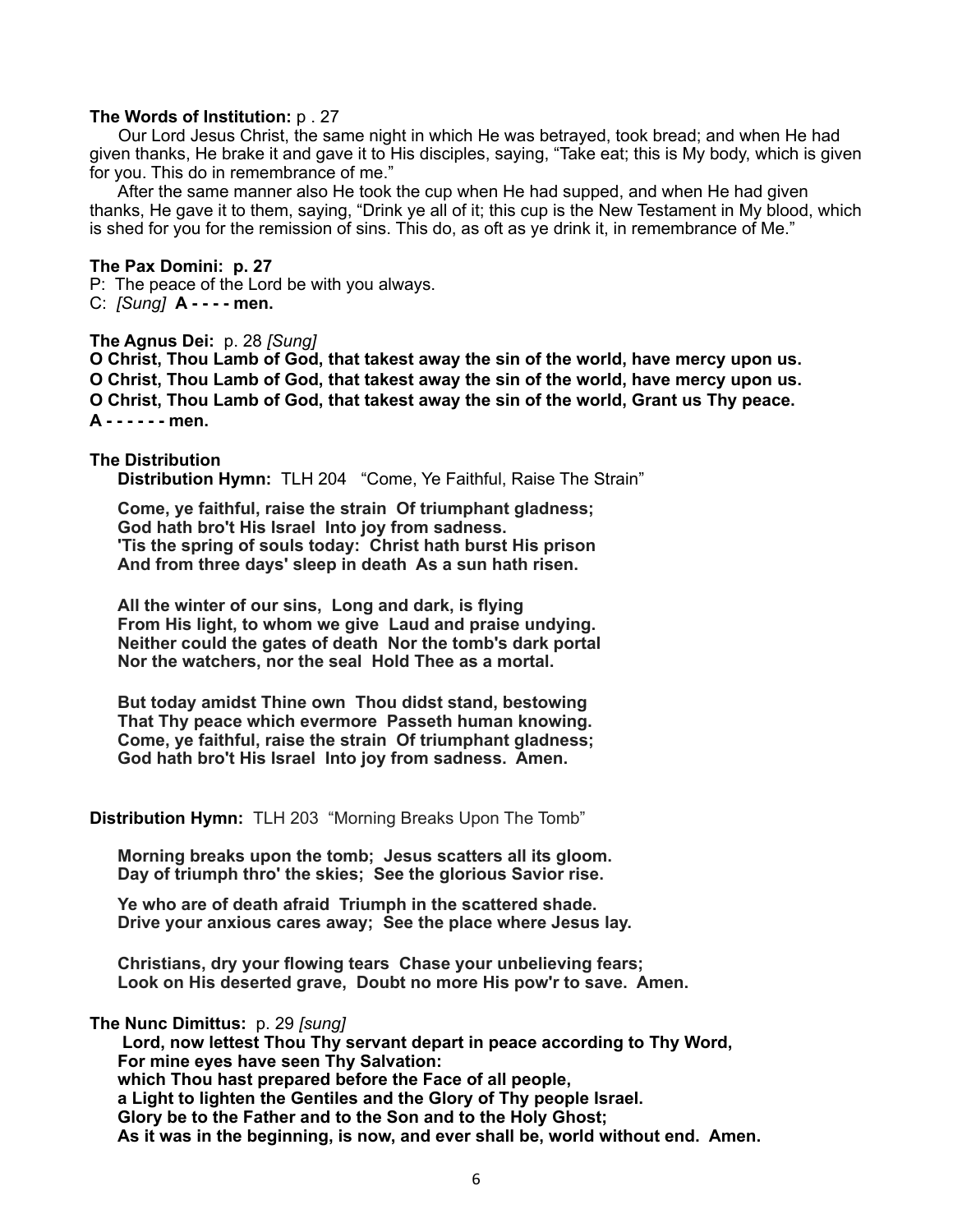**The Words of Institution:** p . 27

Our Lord Jesus Christ, the same night in which He was betrayed, took bread; and when He had given thanks, He brake it and gave it to His disciples, saying, "Take eat; this is My body, which is given for you. This do in remembrance of me."

After the same manner also He took the cup when He had supped, and when He had given thanks, He gave it to them, saying, "Drink ye all of it; this cup is the New Testament in My blood, which is shed for you for the remission of sins. This do, as oft as ye drink it, in remembrance of Me."

**The Pax Domini: p. 27**

P: The peace of the Lord be with you always.
C: *[Sung]* **A - - - - men.**

**The Agnus Dei:** p. 28 *[Sung]*

**O Christ, Thou Lamb of God, that takest away the sin of the world, have mercy upon us.**
**O Christ, Thou Lamb of God, that takest away the sin of the world, have mercy upon us.**
**O Christ, Thou Lamb of God, that takest away the sin of the world, Grant us Thy peace.**
**A - - - - - - men.**

**The Distribution**

**Distribution Hymn:** TLH 204 "Come, Ye Faithful, Raise The Strain"

**Come, ye faithful, raise the strain Of triumphant gladness;**
**God hath bro't His Israel Into joy from sadness.**
**'Tis the spring of souls today: Christ hath burst His prison**
**And from three days' sleep in death As a sun hath risen.**

**All the winter of our sins, Long and dark, is flying**
**From His light, to whom we give Laud and praise undying.**
**Neither could the gates of death Nor the tomb's dark portal**
**Nor the watchers, nor the seal Hold Thee as a mortal.**

**But today amidst Thine own Thou didst stand, bestowing**
**That Thy peace which evermore Passeth human knowing.**
**Come, ye faithful, raise the strain Of triumphant gladness;**
**God hath bro't His Israel Into joy from sadness. Amen.**

**Distribution Hymn:** TLH 203 "Morning Breaks Upon The Tomb"

**Morning breaks upon the tomb; Jesus scatters all its gloom.**
**Day of triumph thro' the skies; See the glorious Savior rise.**

**Ye who are of death afraid Triumph in the scattered shade.**
**Drive your anxious cares away; See the place where Jesus lay.**

**Christians, dry your flowing tears Chase your unbelieving fears;**
**Look on His deserted grave, Doubt no more His pow'r to save. Amen.**

**The Nunc Dimittus:** p. 29 *[sung]*

**Lord, now lettest Thou Thy servant depart in peace according to Thy Word,**
**For mine eyes have seen Thy Salvation:**
**which Thou hast prepared before the Face of all people,**
**a Light to lighten the Gentiles and the Glory of Thy people Israel.**
**Glory be to the Father and to the Son and to the Holy Ghost;**
**As it was in the beginning, is now, and ever shall be, world without end. Amen.**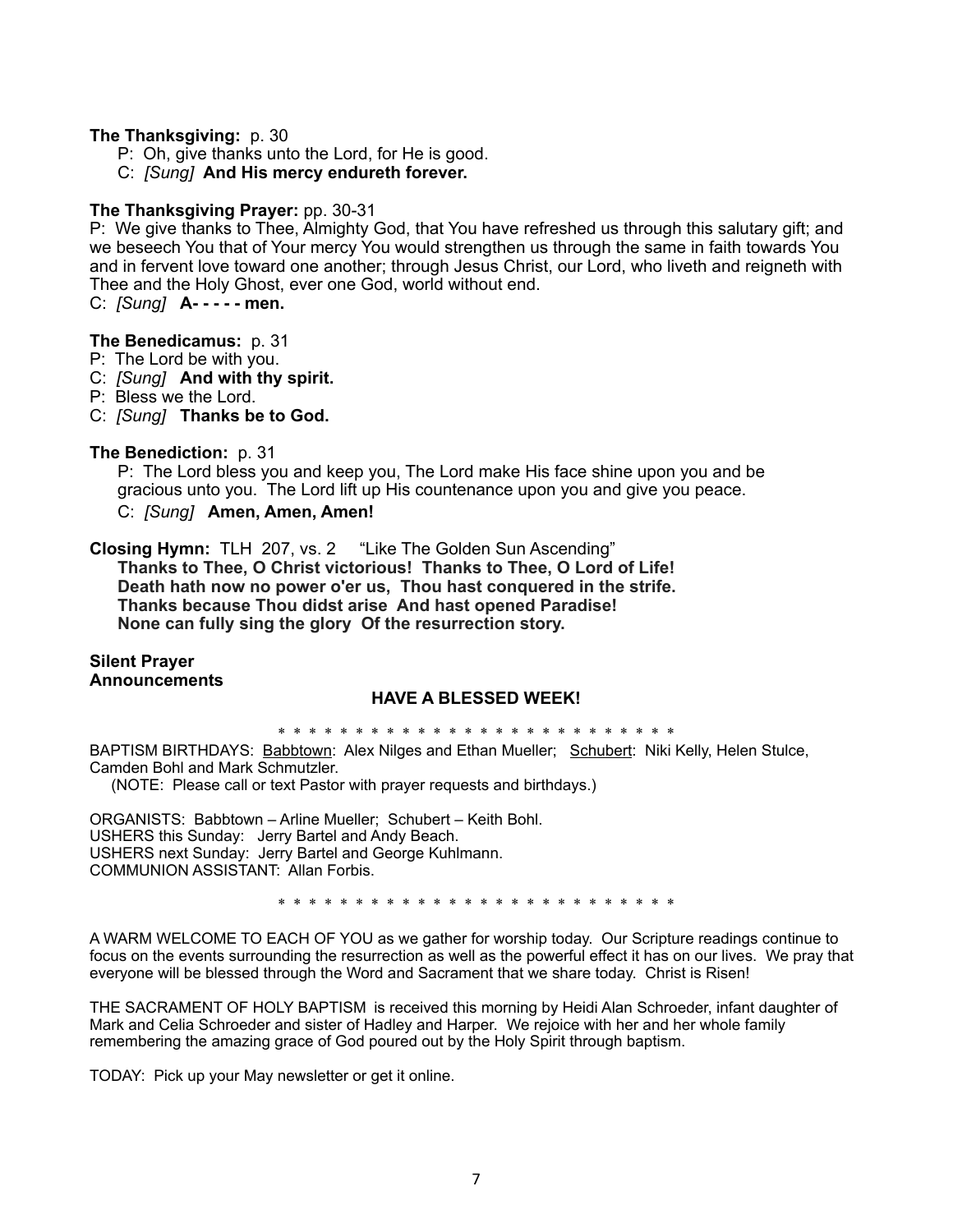**The Thanksgiving:** p. 30

P: Oh, give thanks unto the Lord, for He is good.

C: *[Sung]* **And His mercy endureth forever.**

**The Thanksgiving Prayer:** pp. 30-31

P: We give thanks to Thee, Almighty God, that You have refreshed us through this salutary gift; and we beseech You that of Your mercy You would strengthen us through the same in faith towards You and in fervent love toward one another; through Jesus Christ, our Lord, who liveth and reigneth with Thee and the Holy Ghost, ever one God, world without end.

C: *[Sung]* **A- - - - - men.**

**The Benedicamus:** p. 31

P: The Lord be with you.

C: *[Sung]* **And with thy spirit.**

P: Bless we the Lord.

C: *[Sung]* **Thanks be to God.**

**The Benediction:** p. 31

P: The Lord bless you and keep you, The Lord make His face shine upon you and be gracious unto you. The Lord lift up His countenance upon you and give you peace.

C: *[Sung]* **Amen, Amen, Amen!**

**Closing Hymn:** TLH 207, vs. 2 "Like The Golden Sun Ascending"

**Thanks to Thee, O Christ victorious! Thanks to Thee, O Lord of Life!**
**Death hath now no power o'er us, Thou hast conquered in the strife.**
**Thanks because Thou didst arise And hast opened Paradise!**
**None can fully sing the glory Of the resurrection story.**

**Silent Prayer**
**Announcements**

**HAVE A BLESSED WEEK!**

\* \* \* \* \* \* \* \* \* \* \* \* \* \* \* \* \* \* \* \* \* \* \* \* \* \* \* \*

BAPTISM BIRTHDAYS: Babbtown: Alex Nilges and Ethan Mueller; Schubert: Niki Kelly, Helen Stulce, Camden Bohl and Mark Schmutzler.
(NOTE: Please call or text Pastor with prayer requests and birthdays.)

ORGANISTS: Babbtown – Arline Mueller; Schubert – Keith Bohl.
USHERS this Sunday: Jerry Bartel and Andy Beach.
USHERS next Sunday: Jerry Bartel and George Kuhlmann.
COMMUNION ASSISTANT: Allan Forbis.

\* \* \* \* \* \* \* \* \* \* \* \* \* \* \* \* \* \* \* \* \* \* \* \* \* \* \* \*

A WARM WELCOME TO EACH OF YOU as we gather for worship today. Our Scripture readings continue to focus on the events surrounding the resurrection as well as the powerful effect it has on our lives. We pray that everyone will be blessed through the Word and Sacrament that we share today. Christ is Risen!

THE SACRAMENT OF HOLY BAPTISM is received this morning by Heidi Alan Schroeder, infant daughter of Mark and Celia Schroeder and sister of Hadley and Harper. We rejoice with her and her whole family remembering the amazing grace of God poured out by the Holy Spirit through baptism.

TODAY: Pick up your May newsletter or get it online.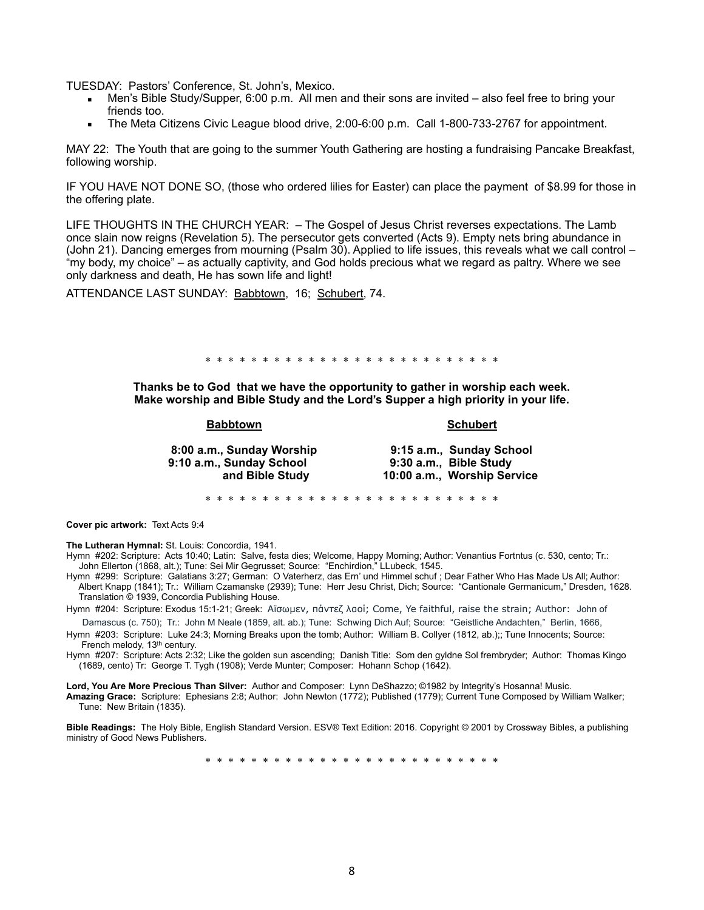TUESDAY: Pastors' Conference, St. John's, Mexico.

- Men's Bible Study/Supper, 6:00 p.m. All men and their sons are invited – also feel free to bring your friends too.
- The Meta Citizens Civic League blood drive, 2:00-6:00 p.m. Call 1-800-733-2767 for appointment.

MAY 22: The Youth that are going to the summer Youth Gathering are hosting a fundraising Pancake Breakfast, following worship.

IF YOU HAVE NOT DONE SO, (those who ordered lilies for Easter) can place the payment of $8.99 for those in the offering plate.

LIFE THOUGHTS IN THE CHURCH YEAR: – The Gospel of Jesus Christ reverses expectations. The Lamb once slain now reigns (Revelation 5). The persecutor gets converted (Acts 9). Empty nets bring abundance in (John 21). Dancing emerges from mourning (Psalm 30). Applied to life issues, this reveals what we call control – "my body, my choice" – as actually captivity, and God holds precious what we regard as paltry. Where we see only darkness and death, He has sown life and light!

ATTENDANCE LAST SUNDAY: Babbtown, 16; Schubert, 74.

\* \* \* \* \* \* \* \* \* \* \* \* \* \* \* \* \* \* \* \* \* \* \* \* \* \* \* \*

**Thanks be to God that we have the opportunity to gather in worship each week.**
**Make worship and Bible Study and the Lord's Supper a high priority in your life.**

| **Babbtown** | **Schubert** |
|---|---|
| **8:00 a.m., Sunday Worship** | **9:15 a.m., Sunday School** |
| **9:10 a.m., Sunday School and Bible Study** | **9:30 a.m., Bible Study** |
| | **10:00 a.m., Worship Service** |

\* \* \* \* \* \* \* \* \* \* \* \* \* \* \* \* \* \* \* \* \* \* \* \* \* \* \* \*

**Cover pic artwork:** Text Acts 9:4

**The Lutheran Hymnal:** St. Louis: Concordia, 1941.

Hymn #202: Scripture: Acts 10:40; Latin: Salve, festa dies; Welcome, Happy Morning; Author: Venantius Fortntus (c. 530, cento; Tr.: John Ellerton (1868, alt.); Tune: Sei Mir Gegrusset; Source: "Enchirdion," LLubeck, 1545.

Hymn #299: Scripture: Galatians 3:27; German: O Vaterherz, das Ern' und Himmel schuf ; Dear Father Who Has Made Us All; Author: Albert Knapp (1841); Tr.: William Czamanske (2939); Tune: Herr Jesu Christ, Dich; Source: "Cantionale Germanicum," Dresden, 1628. Translation © 1939, Concordia Publishing House.

Hymn #204: Scripture: Exodus 15:1-21; Greek: Αἴσωμεν, πἀντεζ λαοὶ; Come, Ye faithful, raise the strain; Author: John of Damascus (c. 750); Tr.: John M Neale (1859, alt. ab.); Tune: Schwing Dich Auf; Source: "Geistliche Andachten," Berlin, 1666,

Hymn #203: Scripture: Luke 24:3; Morning Breaks upon the tomb; Author: William B. Collyer (1812, ab.);; Tune Innocents; Source: French melody, 13th century.

Hymn #207: Scripture: Acts 2:32; Like the golden sun ascending; Danish Title: Som den gyldne Sol frembryder; Author: Thomas Kingo (1689, cento) Tr: George T. Tygh (1908); Verde Munter; Composer: Hohann Schop (1642).

**Lord, You Are More Precious Than Silver:** Author and Composer: Lynn DeShazzo; ©1982 by Integrity's Hosanna! Music.
**Amazing Grace:** Scripture: Ephesians 2:8; Author: John Newton (1772); Published (1779); Current Tune Composed by William Walker; Tune: New Britain (1835).

**Bible Readings:** The Holy Bible, English Standard Version. ESV® Text Edition: 2016. Copyright © 2001 by Crossway Bibles, a publishing ministry of Good News Publishers.

\* \* \* \* \* \* \* \* \* \* \* \* \* \* \* \* \* \* \* \* \* \* \* \* \* \* \* \*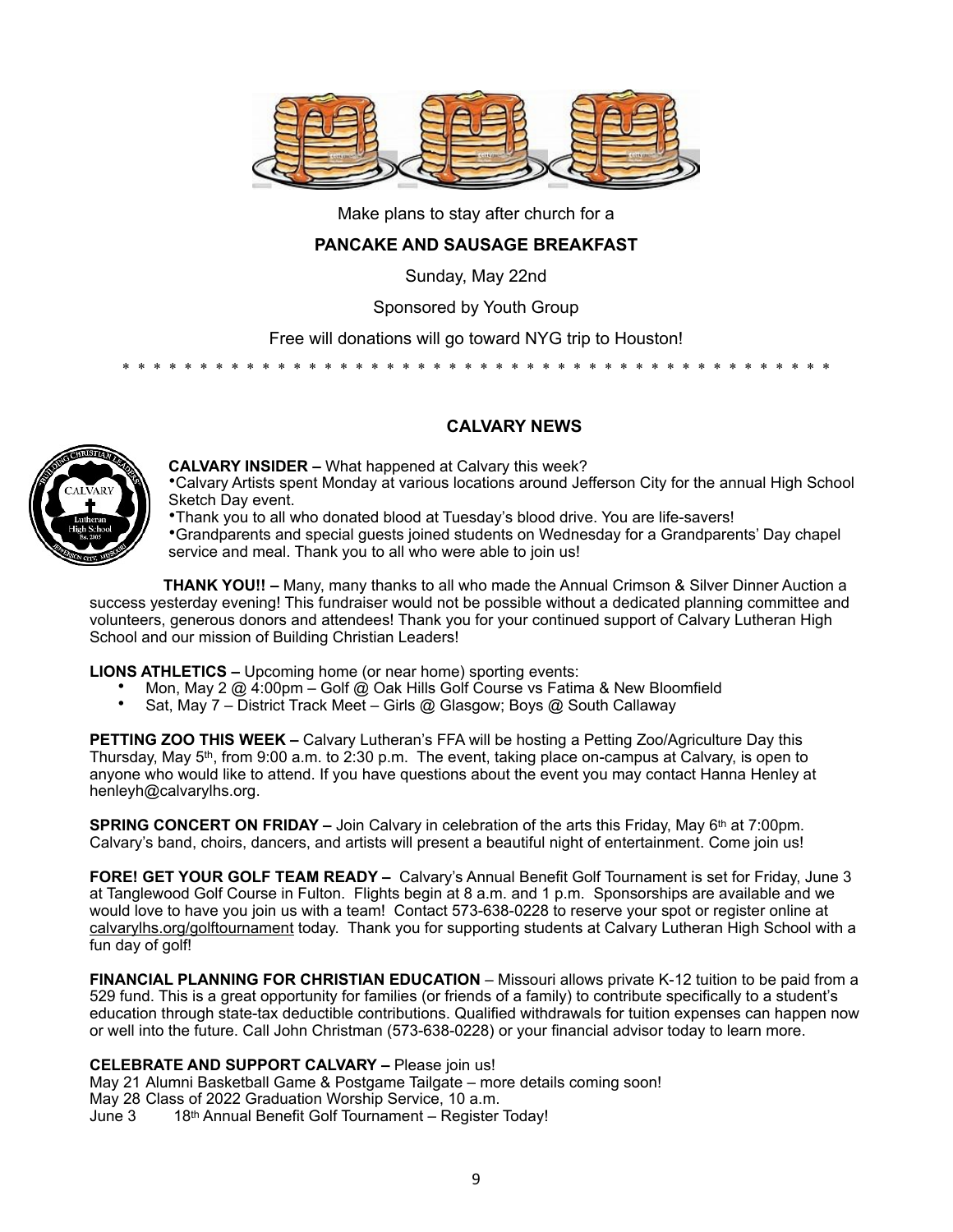Make plans to stay after church for a

**PANCAKE AND SAUSAGE BREAKFAST**

Sunday, May 22nd

Sponsored by Youth Group

Free will donations will go toward NYG trip to Houston!

* * * * * * * * * * * * * * * * * * * * * * * * * * * * * * * * * * * * * * * * * * * * * * * * *

## CALVARY NEWS

**CALVARY INSIDER –** What happened at Calvary this week?

- Calvary Artists spent Monday at various locations around Jefferson City for the annual High School Sketch Day event.
- Thank you to all who donated blood at Tuesday's blood drive. You are life-savers!
- Grandparents and special guests joined students on Wednesday for a Grandparents' Day chapel service and meal. Thank you to all who were able to join us!

**THANK YOU!! –** Many, many thanks to all who made the Annual Crimson & Silver Dinner Auction a success yesterday evening! This fundraiser would not be possible without a dedicated planning committee and volunteers, generous donors and attendees! Thank you for your continued support of Calvary Lutheran High School and our mission of Building Christian Leaders!

**LIONS ATHLETICS –** Upcoming home (or near home) sporting events:

- Mon, May 2 @ 4:00pm – Golf @ Oak Hills Golf Course vs Fatima & New Bloomfield
- Sat, May 7 – District Track Meet – Girls @ Glasgow; Boys @ South Callaway

**PETTING ZOO THIS WEEK –** Calvary Lutheran's FFA will be hosting a Petting Zoo/Agriculture Day this Thursday, May 5th, from 9:00 a.m. to 2:30 p.m. The event, taking place on-campus at Calvary, is open to anyone who would like to attend. If you have questions about the event you may contact Hanna Henley at henleyh@calvarylhs.org.

**SPRING CONCERT ON FRIDAY –** Join Calvary in celebration of the arts this Friday, May 6th at 7:00pm. Calvary's band, choirs, dancers, and artists will present a beautiful night of entertainment. Come join us!

**FORE! GET YOUR GOLF TEAM READY –** Calvary's Annual Benefit Golf Tournament is set for Friday, June 3 at Tanglewood Golf Course in Fulton. Flights begin at 8 a.m. and 1 p.m. Sponsorships are available and we would love to have you join us with a team! Contact 573-638-0228 to reserve your spot or register online at calvarylhs.org/golftournament today. Thank you for supporting students at Calvary Lutheran High School with a fun day of golf!

**FINANCIAL PLANNING FOR CHRISTIAN EDUCATION** – Missouri allows private K-12 tuition to be paid from a 529 fund. This is a great opportunity for families (or friends of a family) to contribute specifically to a student's education through state-tax deductible contributions. Qualified withdrawals for tuition expenses can happen now or well into the future. Call John Christman (573-638-0228) or your financial advisor today to learn more.

**CELEBRATE AND SUPPORT CALVARY –** Please join us!

May 21 Alumni Basketball Game & Postgame Tailgate – more details coming soon!
May 28 Class of 2022 Graduation Worship Service, 10 a.m.
June 3 18th Annual Benefit Golf Tournament – Register Today!